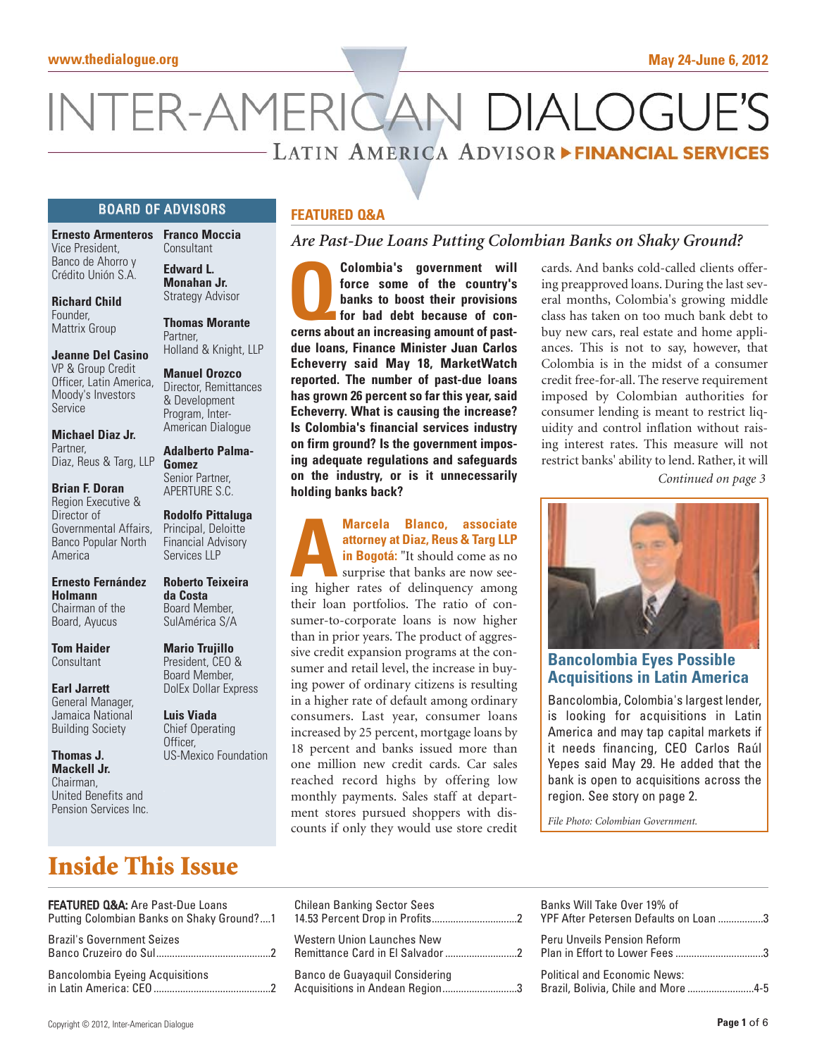# INTER-AMERICAN DIALOGUE'S

## LATIN AMERICA ADVISOR ▸ FINANCIAL SERVICES

May 24-June 6, 2012

### BOARD OF ADVISORS

**Ernesto Armenteros**
Vice President,
Banco de Ahorro y Crédito Unión S.A.

**Richard Child**
Founder,
Mattrix Group

**Jeanne Del Casino**
VP & Group Credit Officer, Latin America,
Moody's Investors Service

**Michael Diaz Jr.**
Partner,
Diaz, Reus & Targ, LLP

**Brian F. Doran**
Region Executive & Director of Governmental Affairs,
Banco Popular North America

**Ernesto Fernández Holmann**
Chairman of the Board, Ayucus

**Tom Haider**
Consultant

**Earl Jarrett**
General Manager,
Jamaica National Building Society

**Thomas J. Mackell Jr.**
Chairman,
United Benefits and Pension Services Inc.

**Franco Moccia**
Consultant

**Edward L. Monahan Jr.**
Strategy Advisor

**Thomas Morante**
Partner,
Holland & Knight, LLP

**Manuel Orozco**
Director, Remittances & Development Program, Inter-American Dialogue

**Adalberto Palma-Gomez**
Senior Partner,
APERTURE S.C.

**Rodolfo Pittaluga**
Principal, Deloitte Financial Advisory Services LLP

**Roberto Teixeira da Costa**
Board Member,
SulAmérica S/A

**Mario Trujillo**
President, CEO & Board Member,
DolEx Dollar Express

**Luis Viada**
Chief Operating Officer,
US-Mexico Foundation

## FEATURED Q&A

### *Are Past-Due Loans Putting Colombian Banks on Shaky Ground?*

**Q** **Colombia's government will force some of the country's banks to boost their provisions for bad debt because of concerns about an increasing amount of past-due loans, Finance Minister Juan Carlos Echeverry said May 18, MarketWatch reported. The number of past-due loans has grown 26 percent so far this year, said Echeverry. What is causing the increase? Is Colombia's financial services industry on firm ground? Is the government imposing adequate regulations and safeguards on the industry, or is it unnecessarily holding banks back?**

**A** **Marcela Blanco, associate attorney at Diaz, Reus & Targ LLP in Bogotá:** "It should come as no surprise that banks are now seeing higher rates of delinquency among their loan portfolios. The ratio of consumer-to-corporate loans is now higher than in prior years. The product of aggressive credit expansion programs at the consumer and retail level, the increase in buying power of ordinary citizens is resulting in a higher rate of default among ordinary consumers. Last year, consumer loans increased by 25 percent, mortgage loans by 18 percent and banks issued more than one million new credit cards. Car sales reached record highs by offering low monthly payments. Sales staff at department stores pursued shoppers with discounts if only they would use store credit cards. And banks cold-called clients offering preapproved loans. During the last several months, Colombia's growing middle class has taken on too much bank debt to buy new cars, real estate and home appliances. This is not to say, however, that Colombia is in the midst of a consumer credit free-for-all. The reserve requirement imposed by Colombian authorities for consumer lending is meant to restrict liquidity and control inflation without raising interest rates. This measure will not restrict banks' ability to lend. Rather, it will

*Continued on page 3*

### Bancolombia Eyes Possible Acquisitions in Latin America

Bancolombia, Colombia's largest lender, is looking for acquisitions in Latin America and may tap capital markets if it needs financing, CEO Carlos Raúl Yepes said May 29. He added that the bank is open to acquisitions across the region. See story on page 2.

*File Photo: Colombian Government.*

## Inside This Issue

- **FEATURED Q&A:** Are Past-Due Loans Putting Colombian Banks on Shaky Ground?....1
- Brazil's Government Seizes Banco Cruzeiro do Sul....2
- Bancolombia Eyeing Acquisitions in Latin America: CEO....2
- Chilean Banking Sector Sees 14.53 Percent Drop in Profits....2
- Western Union Launches New Remittance Card in El Salvador....2
- Banco de Guayaquil Considering Acquisitions in Andean Region....3
- Banks Will Take Over 19% of YPF After Petersen Defaults on Loan....3
- Peru Unveils Pension Reform Plan in Effort to Lower Fees....3
- Political and Economic News: Brazil, Bolivia, Chile and More....4-5

Copyright © 2012, Inter-American Dialogue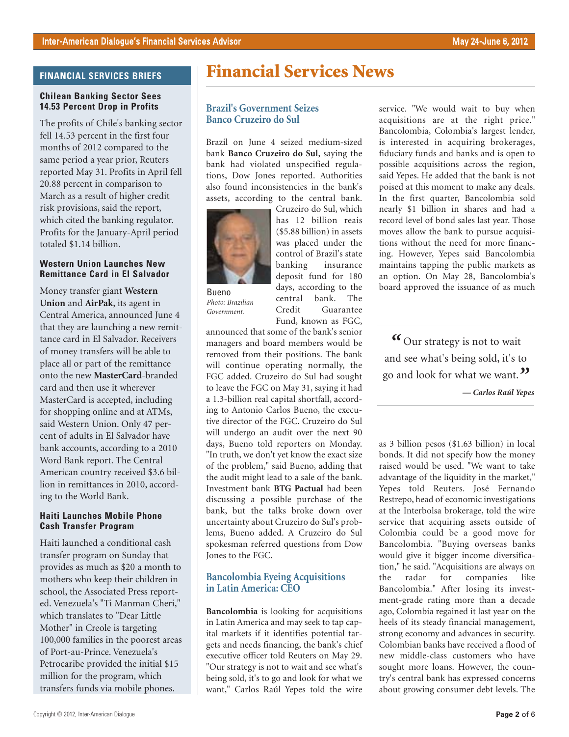## FINANCIAL SERVICES BRIEFS

### Chilean Banking Sector Sees 14.53 Percent Drop in Profits

The profits of Chile's banking sector fell 14.53 percent in the first four months of 2012 compared to the same period a year prior, Reuters reported May 31. Profits in April fell 20.88 percent in comparison to March as a result of higher credit risk provisions, said the report, which cited the banking regulator. Profits for the January-April period totaled $1.14 billion.

### Western Union Launches New Remittance Card in El Salvador

Money transfer giant **Western Union** and **AirPak**, its agent in Central America, announced June 4 that they are launching a new remittance card in El Salvador. Receivers of money transfers will be able to place all or part of the remittance onto the new **MasterCard**-branded card and then use it wherever MasterCard is accepted, including for shopping online and at ATMs, said Western Union. Only 47 percent of adults in El Salvador have bank accounts, according to a 2010 Word Bank report. The Central American country received $3.6 billion in remittances in 2010, according to the World Bank.

### Haiti Launches Mobile Phone Cash Transfer Program

Haiti launched a conditional cash transfer program on Sunday that provides as much as $20 a month to mothers who keep their children in school, the Associated Press reported. Venezuela's "Ti Manman Cheri," which translates to "Dear Little Mother" in Creole is targeting 100,000 families in the poorest areas of Port-au-Prince. Venezuela's Petrocaribe provided the initial $15 million for the program, which transfers funds via mobile phones.

# Financial Services News

## Brazil's Government Seizes Banco Cruzeiro do Sul

Brazil on June 4 seized medium-sized bank **Banco Cruzeiro do Sul**, saying the bank had violated unspecified regulations, Dow Jones reported. Authorities also found inconsistencies in the bank's assets, according to the central bank. Cruzeiro do Sul, which has 12 billion reais ($5.88 billion) in assets was placed under the control of Brazil's state banking insurance deposit fund for 180 days, according to the central bank. The Credit Guarantee Fund, known as FGC, announced that some of the bank's senior managers and board members would be removed from their positions. The bank will continue operating normally, the FGC added. Cruzeiro do Sul had sought to leave the FGC on May 31, saying it had a 1.3-billion real capital shortfall, according to Antonio Carlos Bueno, the executive director of the FGC. Cruzeiro do Sul will undergo an audit over the next 90 days, Bueno told reporters on Monday. "In truth, we don't yet know the exact size of the problem," said Bueno, adding that the audit might lead to a sale of the bank. Investment bank **BTG Pactual** had been discussing a possible purchase of the bank, but the talks broke down over uncertainty about Cruzeiro do Sul's problems, Bueno added. A Cruzeiro do Sul spokesman referred questions from Dow Jones to the FGC.

Bueno
*Photo: Brazilian Government.*

## Bancolombia Eyeing Acquisitions in Latin America: CEO

**Bancolombia** is looking for acquisitions in Latin America and may seek to tap capital markets if it identifies potential targets and needs financing, the bank's chief executive officer told Reuters on May 29. "Our strategy is not to wait and see what's being sold, it's to go and look for what we want," Carlos Raúl Yepes told the wire service. "We would wait to buy when acquisitions are at the right price." Bancolombia, Colombia's largest lender, is interested in acquiring brokerages, fiduciary funds and banks and is open to possible acquisitions across the region, said Yepes. He added that the bank is not poised at this moment to make any deals. In the first quarter, Bancolombia sold nearly $1 billion in shares and had a record level of bond sales last year. Those moves allow the bank to pursue acquisitions without the need for more financing. However, Yepes said Bancolombia maintains tapping the public markets as an option. On May 28, Bancolombia's board approved the issuance of as much as 3 billion pesos ($1.63 billion) in local bonds. It did not specify how the money raised would be used. "We want to take advantage of the liquidity in the market," Yepes told Reuters. José Fernando Restrepo, head of economic investigations at the Interbolsa brokerage, told the wire service that acquiring assets outside of Colombia could be a good move for Bancolombia. "Buying overseas banks would give it bigger income diversification," he said. "Acquisitions are always on the radar for companies like Bancolombia." After losing its investment-grade rating more than a decade ago, Colombia regained it last year on the heels of its steady financial management, strong economy and advances in security. Colombian banks have received a flood of new middle-class customers who have sought more loans. However, the country's central bank has expressed concerns about growing consumer debt levels. The

> "Our strategy is not to wait and see what's being sold, it's to go and look for what we want."
>
> *— Carlos Raúl Yepes*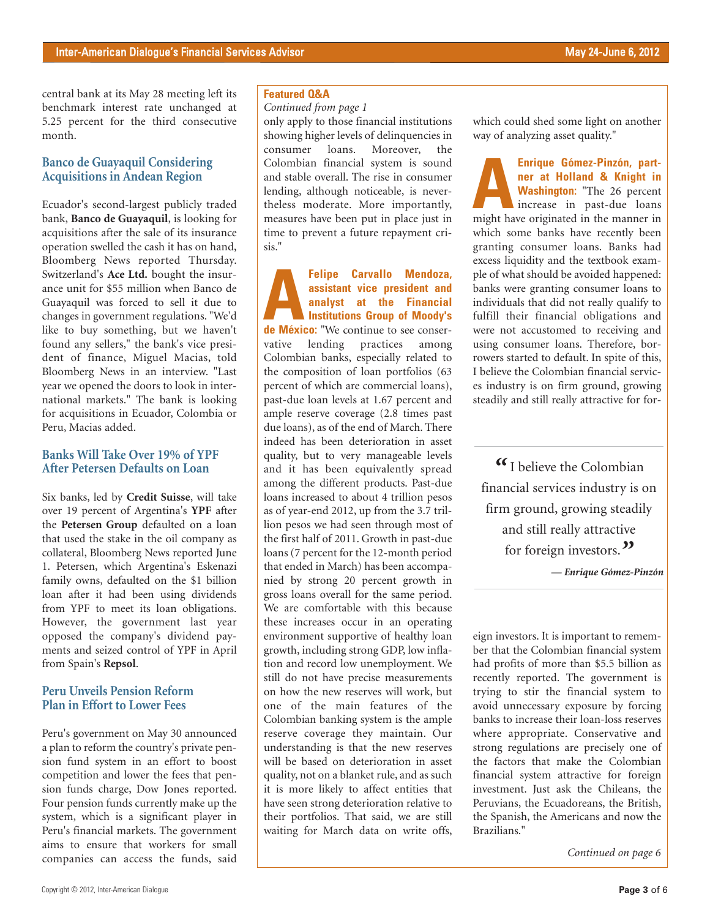central bank at its May 28 meeting left its benchmark interest rate unchanged at 5.25 percent for the third consecutive month.

## Banco de Guayaquil Considering Acquisitions in Andean Region

Ecuador's second-largest publicly traded bank, **Banco de Guayaquil**, is looking for acquisitions after the sale of its insurance operation swelled the cash it has on hand, Bloomberg News reported Thursday. Switzerland's **Ace Ltd.** bought the insurance unit for $55 million when Banco de Guayaquil was forced to sell it due to changes in government regulations. "We'd like to buy something, but we haven't found any sellers," the bank's vice president of finance, Miguel Macias, told Bloomberg News in an interview. "Last year we opened the doors to look in international markets." The bank is looking for acquisitions in Ecuador, Colombia or Peru, Macias added.

## Banks Will Take Over 19% of YPF After Petersen Defaults on Loan

Six banks, led by **Credit Suisse**, will take over 19 percent of Argentina's **YPF** after the **Petersen Group** defaulted on a loan that used the stake in the oil company as collateral, Bloomberg News reported June 1. Petersen, which Argentina's Eskenazi family owns, defaulted on the $1 billion loan after it had been using dividends from YPF to meet its loan obligations. However, the government last year opposed the company's dividend payments and seized control of YPF in April from Spain's **Repsol**.

## Peru Unveils Pension Reform Plan in Effort to Lower Fees

Peru's government on May 30 announced a plan to reform the country's private pension fund system in an effort to boost competition and lower the fees that pension funds charge, Dow Jones reported. Four pension funds currently make up the system, which is a significant player in Peru's financial markets. The government aims to ensure that workers for small companies can access the funds, said

## Featured Q&A

*Continued from page 1*

only apply to those financial institutions showing higher levels of delinquencies in consumer loans. Moreover, the Colombian financial system is sound and stable overall. The rise in consumer lending, although noticeable, is nevertheless moderate. More importantly, measures have been put in place just in time to prevent a future repayment crisis."

**A** **Felipe Carvallo Mendoza, assistant vice president and analyst at the Financial Institutions Group of Moody's de México:** "We continue to see conservative lending practices among Colombian banks, especially related to the composition of loan portfolios (63 percent of which are commercial loans), past-due loan levels at 1.67 percent and ample reserve coverage (2.8 times past due loans), as of the end of March. There indeed has been deterioration in asset quality, but to very manageable levels and it has been equivalently spread among the different products. Past-due loans increased to about 4 trillion pesos as of year-end 2012, up from the 3.7 trillion pesos we had seen through most of the first half of 2011. Growth in past-due loans (7 percent for the 12-month period that ended in March) has been accompanied by strong 20 percent growth in gross loans overall for the same period. We are comfortable with this because these increases occur in an operating environment supportive of healthy loan growth, including strong GDP, low inflation and record low unemployment. We still do not have precise measurements on how the new reserves will work, but one of the main features of the Colombian banking system is the ample reserve coverage they maintain. Our understanding is that the new reserves will be based on deterioration in asset quality, not on a blanket rule, and as such it is more likely to affect entities that have seen strong deterioration relative to their portfolios. That said, we are still waiting for March data on write offs, which could shed some light on another way of analyzing asset quality."

**A** **Enrique Gómez-Pinzón, partner at Holland & Knight in Washington:** "The 26 percent increase in past-due loans might have originated in the manner in which some banks have recently been granting consumer loans. Banks had excess liquidity and the textbook example of what should be avoided happened: banks were granting consumer loans to individuals that did not really qualify to fulfill their financial obligations and were not accustomed to receiving and using consumer loans. Therefore, borrowers started to default. In spite of this, I believe the Colombian financial services industry is on firm ground, growing steadily and still really attractive for foreign investors. It is important to remember that the Colombian financial system had profits of more than $5.5 billion as recently reported. The government is trying to stir the financial system to avoid unnecessary exposure by forcing banks to increase their loan-loss reserves where appropriate. Conservative and strong regulations are precisely one of the factors that make the Colombian financial system attractive for foreign investment. Just ask the Chileans, the Peruvians, the Ecuadoreans, the British, the Spanish, the Americans and now the Brazilians."

> "I believe the Colombian financial services industry is on firm ground, growing steadily and still really attractive for foreign investors."
>
> *— Enrique Gómez-Pinzón*

*Continued on page 6*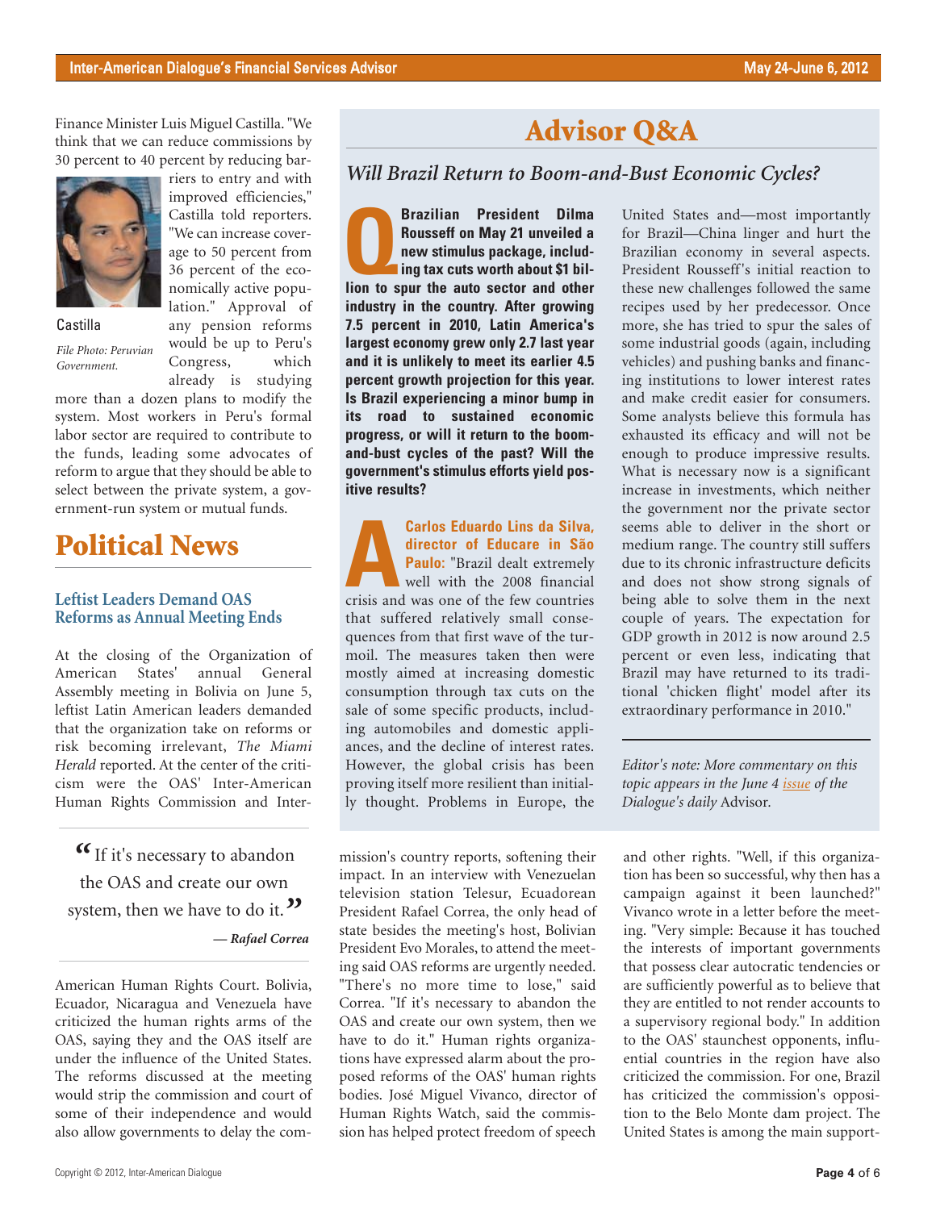Finance Minister Luis Miguel Castilla. "We think that we can reduce commissions by 30 percent to 40 percent by reducing barriers to entry and with improved efficiencies," Castilla told reporters. "We can increase coverage to 50 percent from 36 percent of the economically active population." Approval of any pension reforms would be up to Peru's Congress, which already is studying more than a dozen plans to modify the system. Most workers in Peru's formal labor sector are required to contribute to the funds, leading some advocates of reform to argue that they should be able to select between the private system, a government-run system or mutual funds.

Castilla

*File Photo: Peruvian Government.*

# Political News

### Leftist Leaders Demand OAS Reforms as Annual Meeting Ends

At the closing of the Organization of American States' annual General Assembly meeting in Bolivia on June 5, leftist Latin American leaders demanded that the organization take on reforms or risk becoming irrelevant, *The Miami Herald* reported. At the center of the criticism were the OAS' Inter-American Human Rights Commission and Inter-American Human Rights Court. Bolivia, Ecuador, Nicaragua and Venezuela have criticized the human rights arms of the OAS, saying they and the OAS itself are under the influence of the United States. The reforms discussed at the meeting would strip the commission and court of some of their independence and would also allow governments to delay the commission's country reports, softening their impact. In an interview with Venezuelan television station Telesur, Ecuadorean President Rafael Correa, the only head of state besides the meeting's host, Bolivian President Evo Morales, to attend the meeting said OAS reforms are urgently needed. "There's no more time to lose," said Correa. "If it's necessary to abandon the OAS and create our own system, then we have to do it." Human rights organizations have expressed alarm about the proposed reforms of the OAS' human rights bodies. José Miguel Vivanco, director of Human Rights Watch, said the commission has helped protect freedom of speech and other rights. "Well, if this organization has been so successful, why then has a campaign against it been launched?" Vivanco wrote in a letter before the meeting. "Very simple: Because it has touched the interests of important governments that possess clear autocratic tendencies or are sufficiently powerful as to believe that they are entitled to not render accounts to a supervisory regional body." In addition to the OAS' staunchest opponents, influential countries in the region have also criticized the commission. For one, Brazil has criticized the commission's opposition to the Belo Monte dam project. The United States is among the main support-

> "If it's necessary to abandon the OAS and create our own system, then we have to do it."
>
> **— *Rafael Correa***

# Advisor Q&A

## *Will Brazil Return to Boom-and-Bust Economic Cycles?*

**Q: Brazilian President Dilma Rousseff on May 21 unveiled a new stimulus package, including tax cuts worth about $1 billion to spur the auto sector and other industry in the country. After growing 7.5 percent in 2010, Latin America's largest economy grew only 2.7 last year and it is unlikely to meet its earlier 4.5 percent growth projection for this year. Is Brazil experiencing a minor bump in its road to sustained economic progress, or will it return to the boom-and-bust cycles of the past? Will the government's stimulus efforts yield positive results?**

**A: Carlos Eduardo Lins da Silva, director of Educare in São Paulo:** "Brazil dealt extremely well with the 2008 financial crisis and was one of the few countries that suffered relatively small consequences from that first wave of the turmoil. The measures taken then were mostly aimed at increasing domestic consumption through tax cuts on the sale of some specific products, including automobiles and domestic appliances, and the decline of interest rates. However, the global crisis has been proving itself more resilient than initially thought. Problems in Europe, the United States and—most importantly for Brazil—China linger and hurt the Brazilian economy in several aspects. President Rousseff's initial reaction to these new challenges followed the same recipes used by her predecessor. Once more, she has tried to spur the sales of some industrial goods (again, including vehicles) and pushing banks and financing institutions to lower interest rates and make credit easier for consumers. Some analysts believe this formula has exhausted its efficacy and will not be enough to produce impressive results. What is necessary now is a significant increase in investments, which neither the government nor the private sector seems able to deliver in the short or medium range. The country still suffers due to its chronic infrastructure deficits and does not show strong signals of being able to solve them in the next couple of years. The expectation for GDP growth in 2012 is now around 2.5 percent or even less, indicating that Brazil may have returned to its traditional 'chicken flight' model after its extraordinary performance in 2010."

*Editor's note: More commentary on this topic appears in the June 4 issue of the Dialogue's daily* Advisor.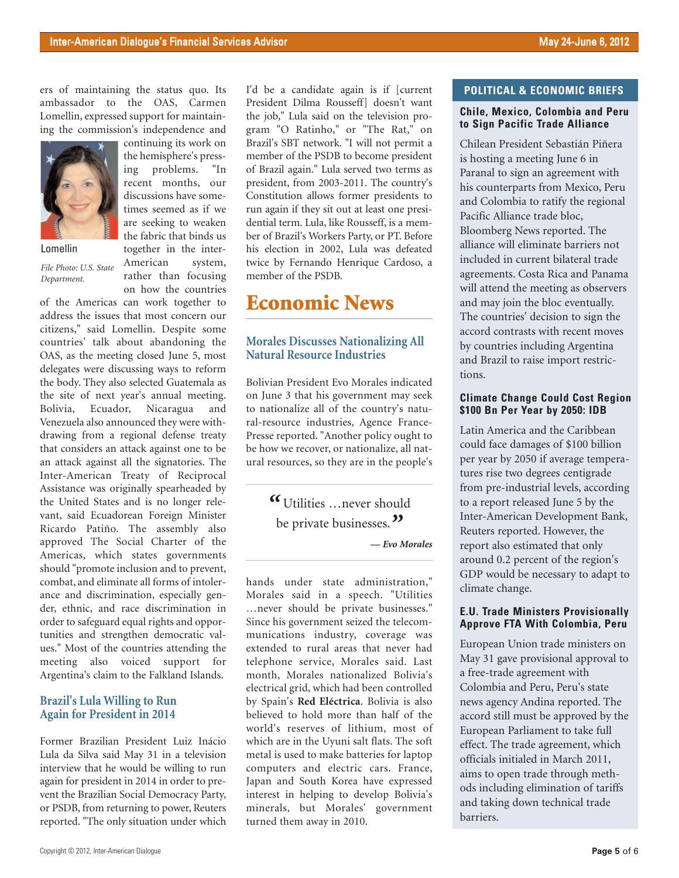ers of maintaining the status quo. Its ambassador to the OAS, Carmen Lomellin, expressed support for maintaining the commission's independence and continuing its work on the hemisphere's pressing problems. "In recent months, our discussions have sometimes seemed as if we are seeking to weaken the fabric that binds us together in the inter-American system, rather than focusing on how the countries of the Americas can work together to address the issues that most concern our citizens," said Lomellin. Despite some countries' talk about abandoning the OAS, as the meeting closed June 5, most delegates were discussing ways to reform the body. They also selected Guatemala as the site of next year's annual meeting. Bolivia, Ecuador, Nicaragua and Venezuela also announced they were withdrawing from a regional defense treaty that considers an attack against one to be an attack against all the signatories. The Inter-American Treaty of Reciprocal Assistance was originally spearheaded by the United States and is no longer relevant, said Ecuadorean Foreign Minister Ricardo Patiño. The assembly also approved The Social Charter of the Americas, which states governments should "promote inclusion and to prevent, combat, and eliminate all forms of intolerance and discrimination, especially gender, ethnic, and race discrimination in order to safeguard equal rights and opportunities and strengthen democratic values." Most of the countries attending the meeting also voiced support for Argentina's claim to the Falkland Islands.

Lomellin

*File Photo: U.S. State Department.*

### Brazil's Lula Willing to Run Again for President in 2014

Former Brazilian President Luiz Inácio Lula da Silva said May 31 in a television interview that he would be willing to run again for president in 2014 in order to prevent the Brazilian Social Democracy Party, or PSDB, from returning to power, Reuters reported. "The only situation under which I'd be a candidate again is if [current President Dilma Rousseff] doesn't want the job," Lula said on the television program "O Ratinho," or "The Rat," on Brazil's SBT network. "I will not permit a member of the PSDB to become president of Brazil again." Lula served two terms as president, from 2003-2011. The country's Constitution allows former presidents to run again if they sit out at least one presidential term. Lula, like Rousseff, is a member of Brazil's Workers Party, or PT. Before his election in 2002, Lula was defeated twice by Fernando Henrique Cardoso, a member of the PSDB.

## Economic News

### Morales Discusses Nationalizing All Natural Resource Industries

Bolivian President Evo Morales indicated on June 3 that his government may seek to nationalize all of the country's natural-resource industries, Agence France-Presse reported. "Another policy ought to be how we recover, or nationalize, all natural resources, so they are in the people's hands under state administration," Morales said in a speech. "Utilities …never should be private businesses." Since his government seized the telecommunications industry, coverage was extended to rural areas that never had telephone service, Morales said. Last month, Morales nationalized Bolivia's electrical grid, which had been controlled by Spain's **Red Eléctrica**. Bolivia is also believed to hold more than half of the world's reserves of lithium, most of which are in the Uyuni salt flats. The soft metal is used to make batteries for laptop computers and electric cars. France, Japan and South Korea have expressed interest in helping to develop Bolivia's minerals, but Morales' government turned them away in 2010.

> "Utilities …never should be private businesses."
>
> *— Evo Morales*

## POLITICAL & ECONOMIC BRIEFS

### Chile, Mexico, Colombia and Peru to Sign Pacific Trade Alliance

Chilean President Sebastián Piñera is hosting a meeting June 6 in Paranal to sign an agreement with his counterparts from Mexico, Peru and Colombia to ratify the regional Pacific Alliance trade bloc, Bloomberg News reported. The alliance will eliminate barriers not included in current bilateral trade agreements. Costa Rica and Panama will attend the meeting as observers and may join the bloc eventually. The countries' decision to sign the accord contrasts with recent moves by countries including Argentina and Brazil to raise import restrictions.

### Climate Change Could Cost Region $100 Bn Per Year by 2050: IDB

Latin America and the Caribbean could face damages of $100 billion per year by 2050 if average temperatures rise two degrees centigrade from pre-industrial levels, according to a report released June 5 by the Inter-American Development Bank, Reuters reported. However, the report also estimated that only around 0.2 percent of the region's GDP would be necessary to adapt to climate change.

### E.U. Trade Ministers Provisionally Approve FTA With Colombia, Peru

European Union trade ministers on May 31 gave provisional approval to a free-trade agreement with Colombia and Peru, Peru's state news agency Andina reported. The accord still must be approved by the European Parliament to take full effect. The trade agreement, which officials initialed in March 2011, aims to open trade through methods including elimination of tariffs and taking down technical trade barriers.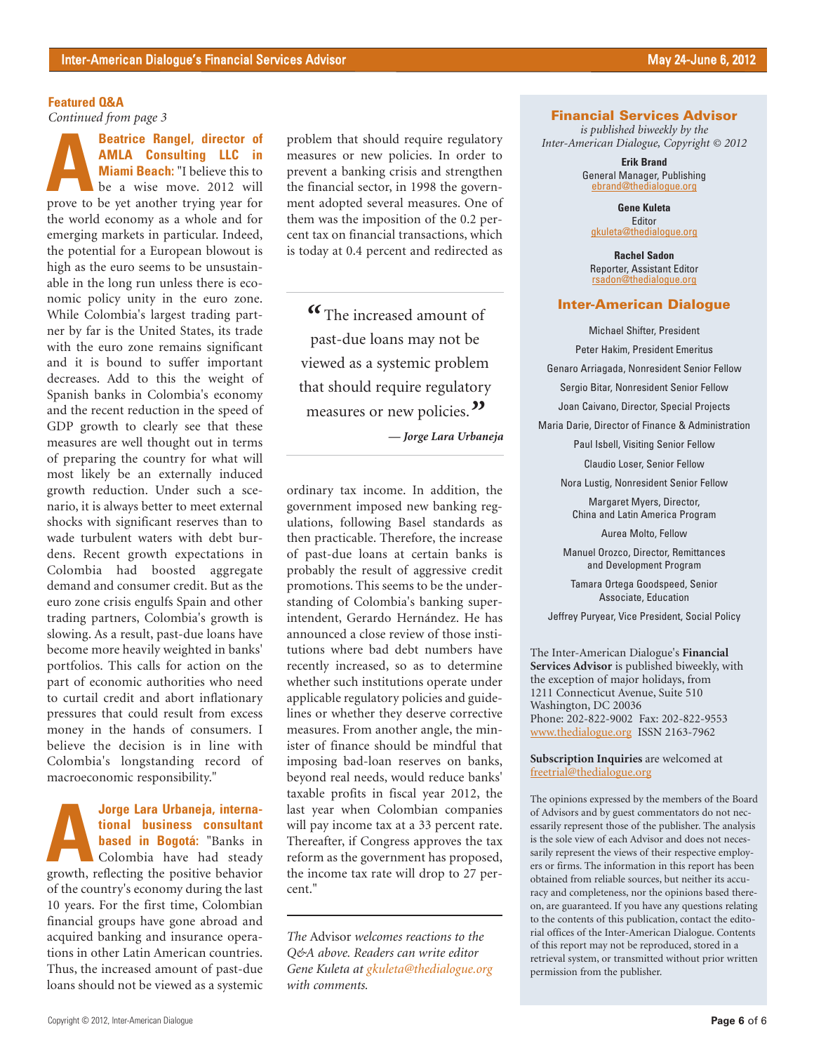**Featured Q&A**

*Continued from page 3*

**A** **Beatrice Rangel, director of AMLA Consulting LLC in Miami Beach:** "I believe this to be a wise move. 2012 will prove to be yet another trying year for the world economy as a whole and for emerging markets in particular. Indeed, the potential for a European blowout is high as the euro seems to be unsustainable in the long run unless there is economic policy unity in the euro zone. While Colombia's largest trading partner by far is the United States, its trade with the euro zone remains significant and it is bound to suffer important decreases. Add to this the weight of Spanish banks in Colombia's economy and the recent reduction in the speed of GDP growth to clearly see that these measures are well thought out in terms of preparing the country for what will most likely be an externally induced growth reduction. Under such a scenario, it is always better to meet external shocks with significant reserves than to wade turbulent waters with debt burdens. Recent growth expectations in Colombia had boosted aggregate demand and consumer credit. But as the euro zone crisis engulfs Spain and other trading partners, Colombia's growth is slowing. As a result, past-due loans have become more heavily weighted in banks' portfolios. This calls for action on the part of economic authorities who need to curtail credit and abort inflationary pressures that could result from excess money in the hands of consumers. I believe the decision is in line with Colombia's longstanding record of macroeconomic responsibility."

**A** **Jorge Lara Urbaneja, international business consultant based in Bogotá:** "Banks in Colombia have had steady growth, reflecting the positive behavior of the country's economy during the last 10 years. For the first time, Colombian financial groups have gone abroad and acquired banking and insurance operations in other Latin American countries. Thus, the increased amount of past-due loans should not be viewed as a systemic problem that should require regulatory measures or new policies. In order to prevent a banking crisis and strengthen the financial sector, in 1998 the government adopted several measures. One of them was the imposition of the 0.2 percent tax on financial transactions, which is today at 0.4 percent and redirected as ordinary tax income. In addition, the government imposed new banking regulations, following Basel standards as then practicable. Therefore, the increase of past-due loans at certain banks is probably the result of aggressive credit promotions. This seems to be the understanding of Colombia's banking superintendent, Gerardo Hernández. He has announced a close review of those institutions where bad debt numbers have recently increased, so as to determine whether such institutions operate under applicable regulatory policies and guidelines or whether they deserve corrective measures. From another angle, the minister of finance should be mindful that imposing bad-loan reserves on banks, beyond real needs, would reduce banks' taxable profits in fiscal year 2012, the last year when Colombian companies will pay income tax at a 33 percent rate. Thereafter, if Congress approves the tax reform as the government has proposed, the income tax rate will drop to 27 percent."

> "The increased amount of past-due loans may not be viewed as a systemic problem that should require regulatory measures or new policies."
>
> *— Jorge Lara Urbaneja*

*The* Advisor *welcomes reactions to the Q&A above. Readers can write editor Gene Kuleta at gkuleta@thedialogue.org with comments.*

---

## Financial Services Advisor

*is published biweekly by the Inter-American Dialogue, Copyright © 2012*

**Erik Brand**
General Manager, Publishing
ebrand@thedialogue.org

**Gene Kuleta**
Editor
gkuleta@thedialogue.org

**Rachel Sadon**
Reporter, Assistant Editor
rsadon@thedialogue.org

## Inter-American Dialogue

Michael Shifter, President

Peter Hakim, President Emeritus

Genaro Arriagada, Nonresident Senior Fellow

Sergio Bitar, Nonresident Senior Fellow

Joan Caivano, Director, Special Projects

Maria Darie, Director of Finance & Administration

Paul Isbell, Visiting Senior Fellow

Claudio Loser, Senior Fellow

Nora Lustig, Nonresident Senior Fellow

Margaret Myers, Director, China and Latin America Program

Aurea Molto, Fellow

Manuel Orozco, Director, Remittances and Development Program

Tamara Ortega Goodspeed, Senior Associate, Education

Jeffrey Puryear, Vice President, Social Policy

The Inter-American Dialogue's **Financial Services Advisor** is published biweekly, with the exception of major holidays, from
1211 Connecticut Avenue, Suite 510
Washington, DC 20036
Phone: 202-822-9002 Fax: 202-822-9553
www.thedialogue.org ISSN 2163-7962

**Subscription Inquiries** are welcomed at freetrial@thedialogue.org

The opinions expressed by the members of the Board of Advisors and by guest commentators do not necessarily represent those of the publisher. The analysis is the sole view of each Advisor and does not necessarily represent the views of their respective employers or firms. The information in this report has been obtained from reliable sources, but neither its accuracy and completeness, nor the opinions based thereon, are guaranteed. If you have any questions relating to the contents of this publication, contact the editorial offices of the Inter-American Dialogue. Contents of this report may not be reproduced, stored in a retrieval system, or transmitted without prior written permission from the publisher.